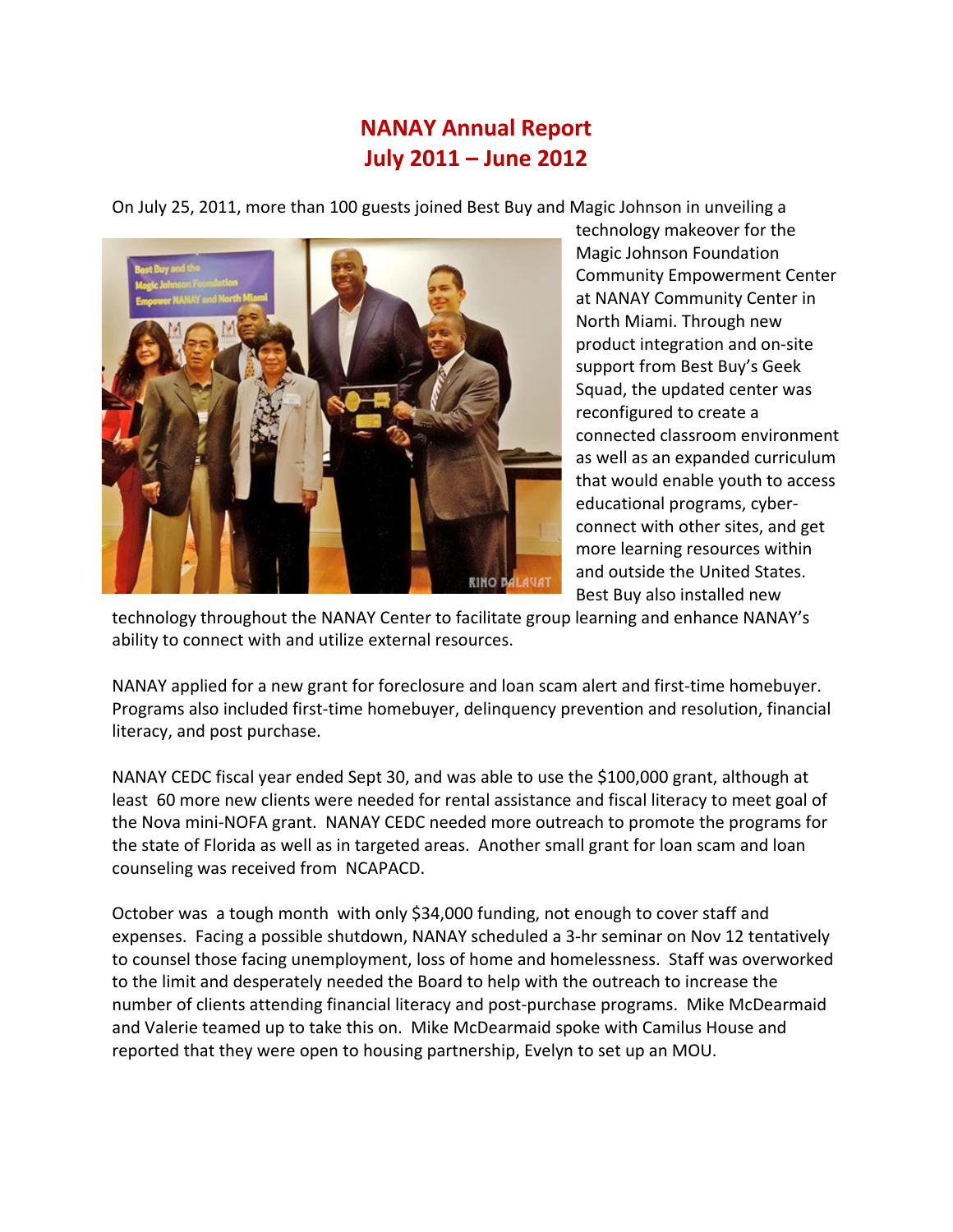# NANAY Annual Report
# July 2011 – June 2012

On July 25, 2011, more than 100 guests joined Best Buy and Magic Johnson in unveiling a technology makeover for the Magic Johnson Foundation Community Empowerment Center at NANAY Community Center in North Miami. Through new product integration and on-site support from Best Buy's Geek Squad, the updated center was reconfigured to create a connected classroom environment as well as an expanded curriculum that would enable youth to access educational programs, cyber-connect with other sites, and get more learning resources within and outside the United States. Best Buy also installed new technology throughout the NANAY Center to facilitate group learning and enhance NANAY's ability to connect with and utilize external resources.

NANAY applied for a new grant for foreclosure and loan scam alert and first-time homebuyer. Programs also included first-time homebuyer, delinquency prevention and resolution, financial literacy, and post purchase.

NANAY CEDC fiscal year ended Sept 30, and was able to use the $100,000 grant, although at least 60 more new clients were needed for rental assistance and fiscal literacy to meet goal of the Nova mini-NOFA grant. NANAY CEDC needed more outreach to promote the programs for the state of Florida as well as in targeted areas. Another small grant for loan scam and loan counseling was received from NCAPACD.

October was a tough month with only $34,000 funding, not enough to cover staff and expenses. Facing a possible shutdown, NANAY scheduled a 3-hr seminar on Nov 12 tentatively to counsel those facing unemployment, loss of home and homelessness. Staff was overworked to the limit and desperately needed the Board to help with the outreach to increase the number of clients attending financial literacy and post-purchase programs. Mike McDearmaid and Valerie teamed up to take this on. Mike McDearmaid spoke with Camilus House and reported that they were open to housing partnership, Evelyn to set up an MOU.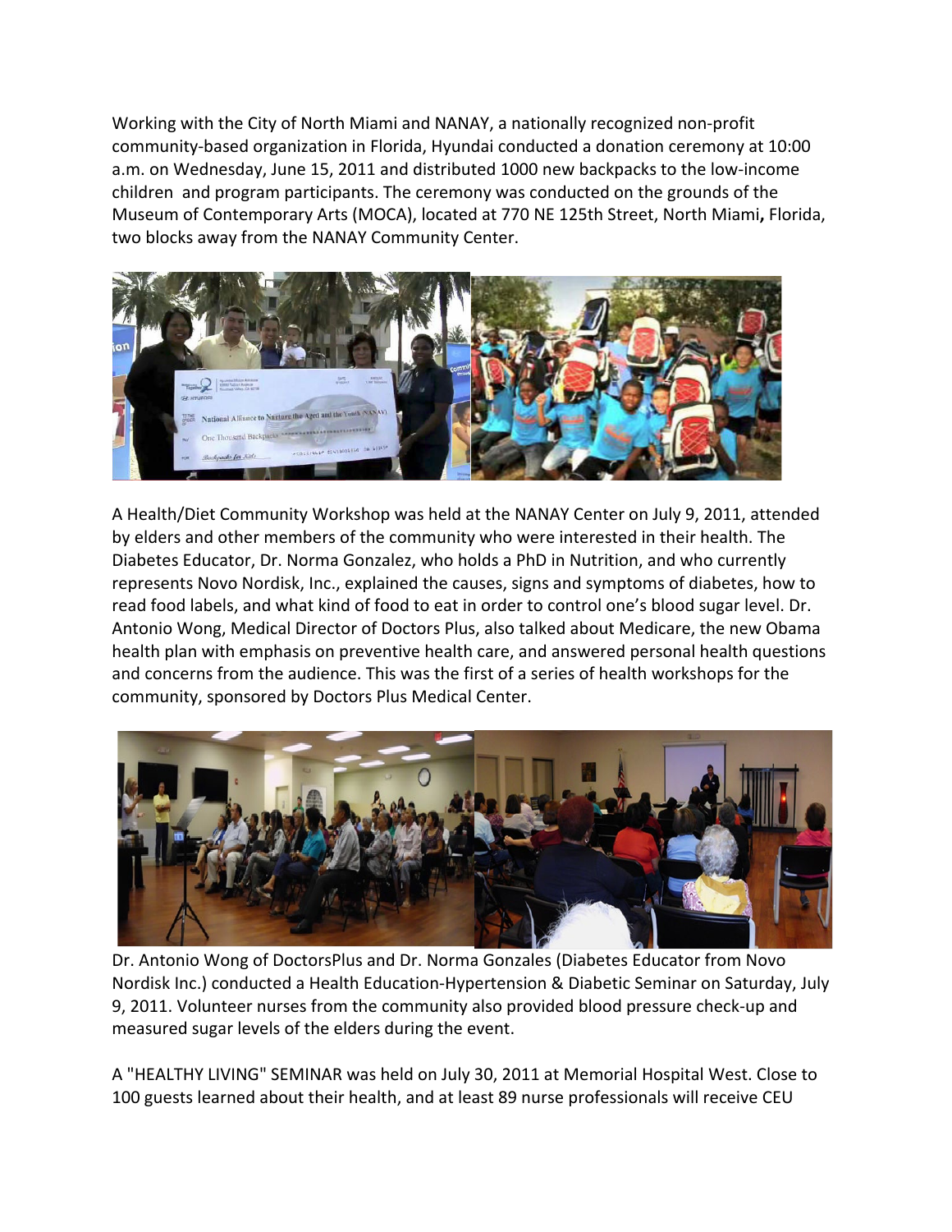Working with the City of North Miami and NANAY, a nationally recognized non-profit community-based organization in Florida, Hyundai conducted a donation ceremony at 10:00 a.m. on Wednesday, June 15, 2011 and distributed 1000 new backpacks to the low-income children and program participants. The ceremony was conducted on the grounds of the Museum of Contemporary Arts (MOCA), located at 770 NE 125th Street, North Miami**,** Florida, two blocks away from the NANAY Community Center.

A Health/Diet Community Workshop was held at the NANAY Center on July 9, 2011, attended by elders and other members of the community who were interested in their health. The Diabetes Educator, Dr. Norma Gonzalez, who holds a PhD in Nutrition, and who currently represents Novo Nordisk, Inc., explained the causes, signs and symptoms of diabetes, how to read food labels, and what kind of food to eat in order to control one's blood sugar level. Dr. Antonio Wong, Medical Director of Doctors Plus, also talked about Medicare, the new Obama health plan with emphasis on preventive health care, and answered personal health questions and concerns from the audience. This was the first of a series of health workshops for the community, sponsored by Doctors Plus Medical Center.

Dr. Antonio Wong of DoctorsPlus and Dr. Norma Gonzales (Diabetes Educator from Novo Nordisk Inc.) conducted a Health Education-Hypertension & Diabetic Seminar on Saturday, July 9, 2011. Volunteer nurses from the community also provided blood pressure check-up and measured sugar levels of the elders during the event.

A "HEALTHY LIVING" SEMINAR was held on July 30, 2011 at Memorial Hospital West. Close to 100 guests learned about their health, and at least 89 nurse professionals will receive CEU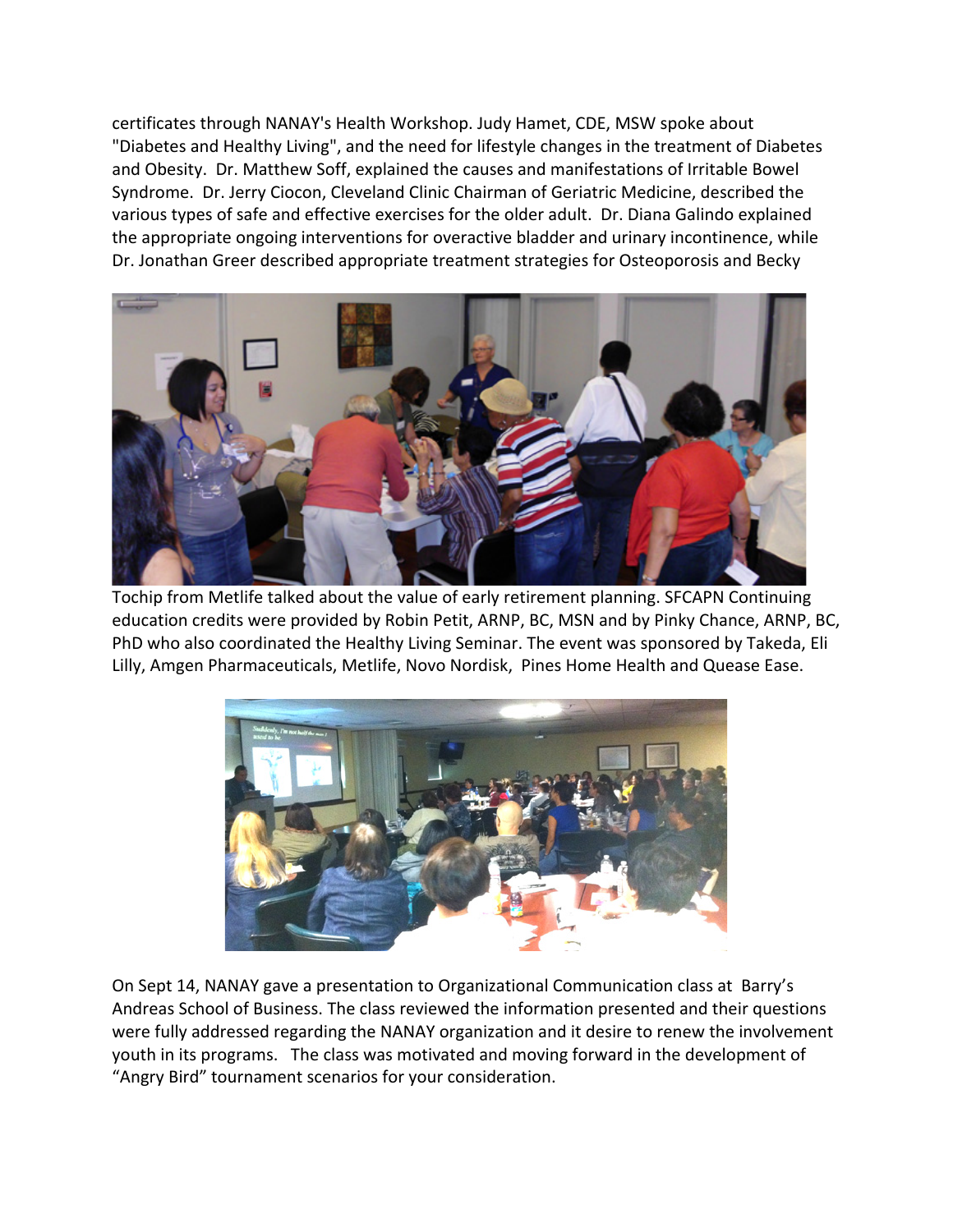certificates through NANAY's Health Workshop. Judy Hamet, CDE, MSW spoke about "Diabetes and Healthy Living", and the need for lifestyle changes in the treatment of Diabetes and Obesity. Dr. Matthew Soff, explained the causes and manifestations of Irritable Bowel Syndrome. Dr. Jerry Ciocon, Cleveland Clinic Chairman of Geriatric Medicine, described the various types of safe and effective exercises for the older adult. Dr. Diana Galindo explained the appropriate ongoing interventions for overactive bladder and urinary incontinence, while Dr. Jonathan Greer described appropriate treatment strategies for Osteoporosis and Becky Tochip from Metlife talked about the value of early retirement planning. SFCAPN Continuing education credits were provided by Robin Petit, ARNP, BC, MSN and by Pinky Chance, ARNP, BC, PhD who also coordinated the Healthy Living Seminar. The event was sponsored by Takeda, Eli Lilly, Amgen Pharmaceuticals, Metlife, Novo Nordisk, Pines Home Health and Quease Ease.

On Sept 14, NANAY gave a presentation to Organizational Communication class at Barry's Andreas School of Business. The class reviewed the information presented and their questions were fully addressed regarding the NANAY organization and it desire to renew the involvement youth in its programs. The class was motivated and moving forward in the development of "Angry Bird" tournament scenarios for your consideration.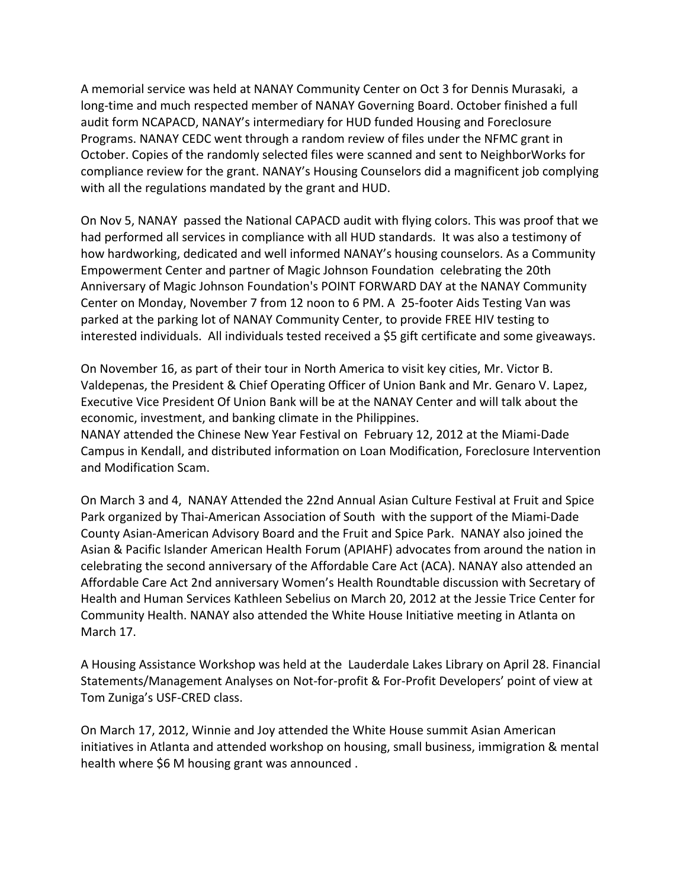A memorial service was held at NANAY Community Center on Oct 3 for Dennis Murasaki, a long-time and much respected member of NANAY Governing Board. October finished a full audit form NCAPACD, NANAY's intermediary for HUD funded Housing and Foreclosure Programs. NANAY CEDC went through a random review of files under the NFMC grant in October. Copies of the randomly selected files were scanned and sent to NeighborWorks for compliance review for the grant. NANAY's Housing Counselors did a magnificent job complying with all the regulations mandated by the grant and HUD.

On Nov 5, NANAY passed the National CAPACD audit with flying colors. This was proof that we had performed all services in compliance with all HUD standards. It was also a testimony of how hardworking, dedicated and well informed NANAY's housing counselors. As a Community Empowerment Center and partner of Magic Johnson Foundation celebrating the 20th Anniversary of Magic Johnson Foundation's POINT FORWARD DAY at the NANAY Community Center on Monday, November 7 from 12 noon to 6 PM. A 25-footer Aids Testing Van was parked at the parking lot of NANAY Community Center, to provide FREE HIV testing to interested individuals. All individuals tested received a $5 gift certificate and some giveaways.

On November 16, as part of their tour in North America to visit key cities, Mr. Victor B. Valdepenas, the President & Chief Operating Officer of Union Bank and Mr. Genaro V. Lapez, Executive Vice President Of Union Bank will be at the NANAY Center and will talk about the economic, investment, and banking climate in the Philippines.
NANAY attended the Chinese New Year Festival on February 12, 2012 at the Miami-Dade Campus in Kendall, and distributed information on Loan Modification, Foreclosure Intervention and Modification Scam.

On March 3 and 4, NANAY Attended the 22nd Annual Asian Culture Festival at Fruit and Spice Park organized by Thai-American Association of South with the support of the Miami-Dade County Asian-American Advisory Board and the Fruit and Spice Park. NANAY also joined the Asian & Pacific Islander American Health Forum (APIAHF) advocates from around the nation in celebrating the second anniversary of the Affordable Care Act (ACA). NANAY also attended an Affordable Care Act 2nd anniversary Women's Health Roundtable discussion with Secretary of Health and Human Services Kathleen Sebelius on March 20, 2012 at the Jessie Trice Center for Community Health. NANAY also attended the White House Initiative meeting in Atlanta on March 17.

A Housing Assistance Workshop was held at the Lauderdale Lakes Library on April 28. Financial Statements/Management Analyses on Not-for-profit & For-Profit Developers' point of view at Tom Zuniga's USF-CRED class.

On March 17, 2012, Winnie and Joy attended the White House summit Asian American initiatives in Atlanta and attended workshop on housing, small business, immigration & mental health where $6 M housing grant was announced .